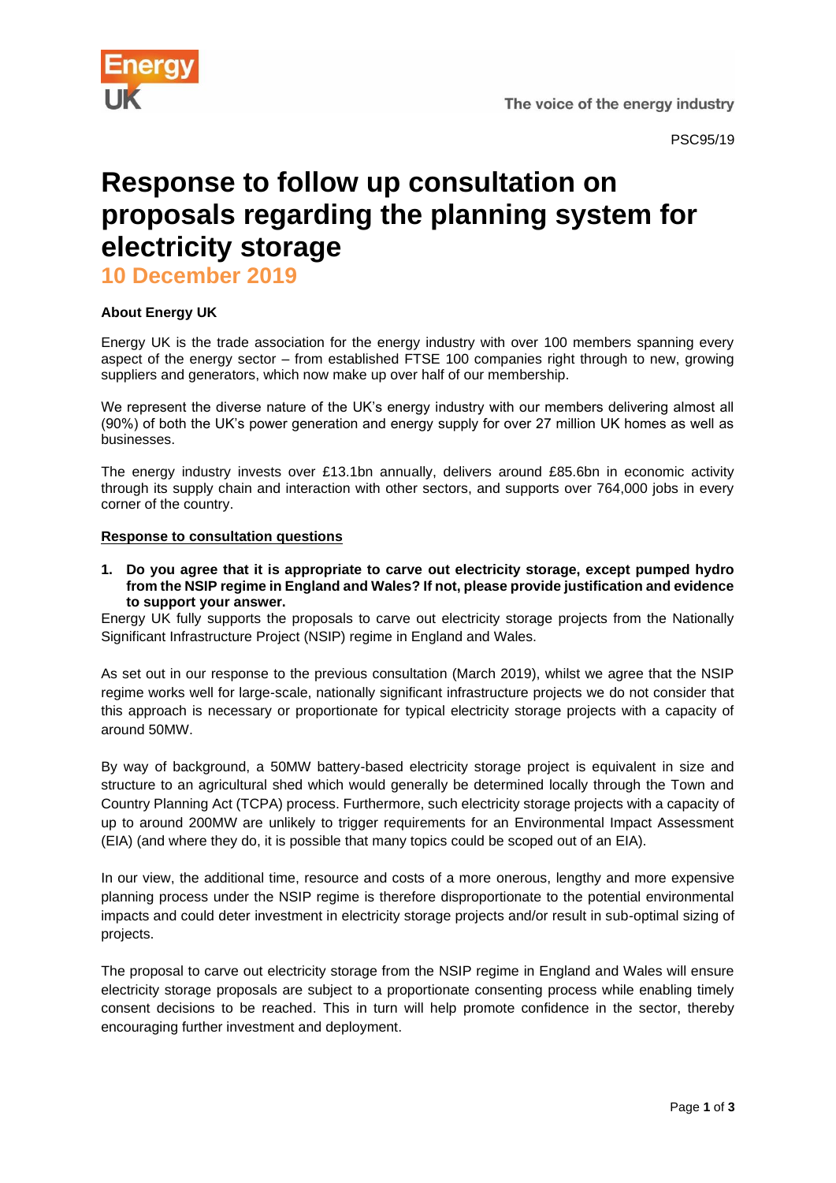PSC95/19

# Response to follow up consultation on proposals regarding the planning system for electricity storage

## 10 December 2019

**About Energy UK**

Energy UK is the trade association for the energy industry with over 100 members spanning every aspect of the energy sector – from established FTSE 100 companies right through to new, growing suppliers and generators, which now make up over half of our membership.

We represent the diverse nature of the UK's energy industry with our members delivering almost all (90%) of both the UK's power generation and energy supply for over 27 million UK homes as well as businesses.

The energy industry invests over £13.1bn annually, delivers around £85.6bn in economic activity through its supply chain and interaction with other sectors, and supports over 764,000 jobs in every corner of the country.

**Response to consultation questions**

1. **Do you agree that it is appropriate to carve out electricity storage, except pumped hydro from the NSIP regime in England and Wales? If not, please provide justification and evidence to support your answer.**

Energy UK fully supports the proposals to carve out electricity storage projects from the Nationally Significant Infrastructure Project (NSIP) regime in England and Wales.

As set out in our response to the previous consultation (March 2019), whilst we agree that the NSIP regime works well for large-scale, nationally significant infrastructure projects we do not consider that this approach is necessary or proportionate for typical electricity storage projects with a capacity of around 50MW.

By way of background, a 50MW battery-based electricity storage project is equivalent in size and structure to an agricultural shed which would generally be determined locally through the Town and Country Planning Act (TCPA) process. Furthermore, such electricity storage projects with a capacity of up to around 200MW are unlikely to trigger requirements for an Environmental Impact Assessment (EIA) (and where they do, it is possible that many topics could be scoped out of an EIA).

In our view, the additional time, resource and costs of a more onerous, lengthy and more expensive planning process under the NSIP regime is therefore disproportionate to the potential environmental impacts and could deter investment in electricity storage projects and/or result in sub-optimal sizing of projects.

The proposal to carve out electricity storage from the NSIP regime in England and Wales will ensure electricity storage proposals are subject to a proportionate consenting process while enabling timely consent decisions to be reached. This in turn will help promote confidence in the sector, thereby encouraging further investment and deployment.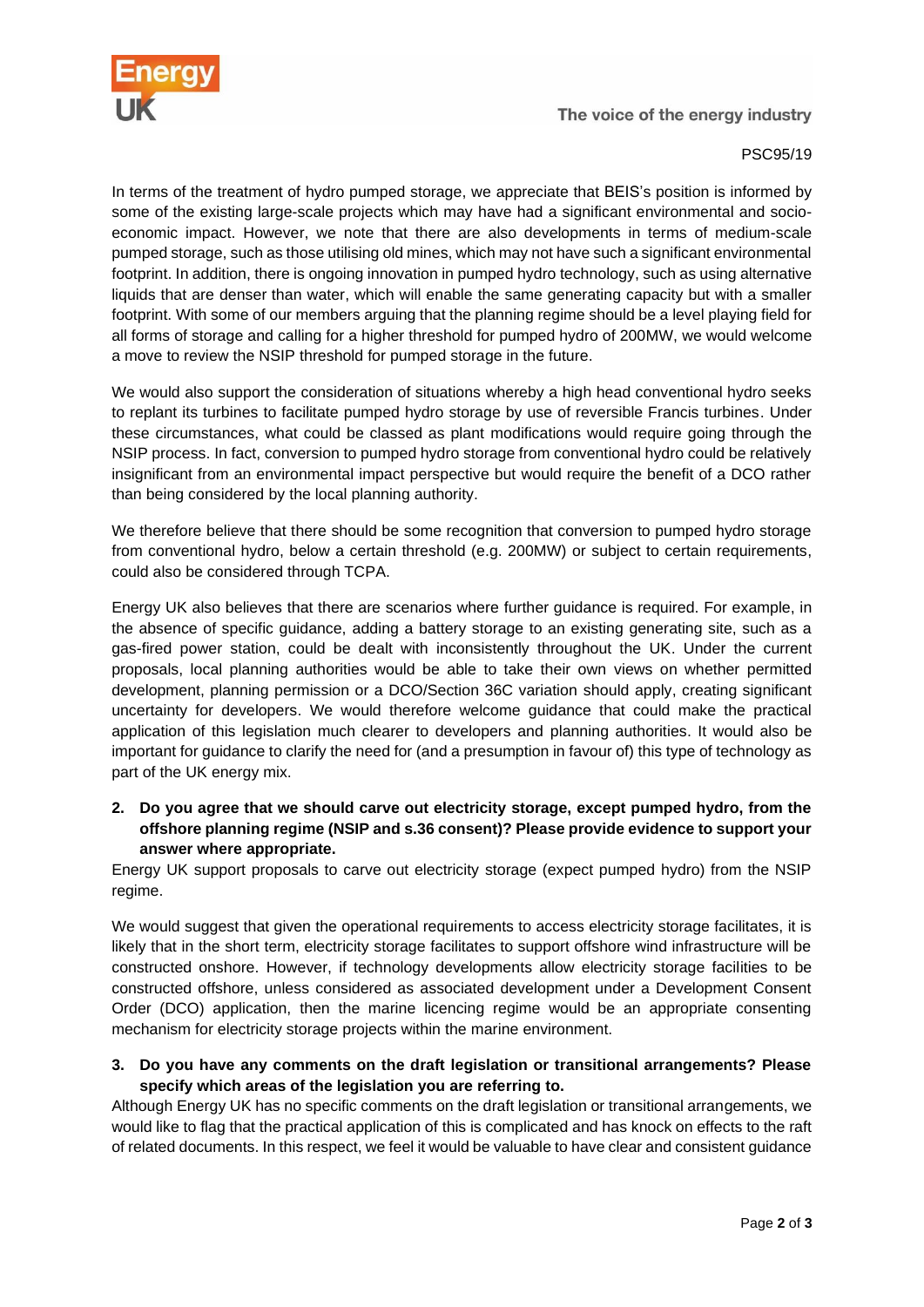In terms of the treatment of hydro pumped storage, we appreciate that BEIS's position is informed by some of the existing large-scale projects which may have had a significant environmental and socio-economic impact. However, we note that there are also developments in terms of medium-scale pumped storage, such as those utilising old mines, which may not have such a significant environmental footprint. In addition, there is ongoing innovation in pumped hydro technology, such as using alternative liquids that are denser than water, which will enable the same generating capacity but with a smaller footprint. With some of our members arguing that the planning regime should be a level playing field for all forms of storage and calling for a higher threshold for pumped hydro of 200MW, we would welcome a move to review the NSIP threshold for pumped storage in the future.

We would also support the consideration of situations whereby a high head conventional hydro seeks to replant its turbines to facilitate pumped hydro storage by use of reversible Francis turbines. Under these circumstances, what could be classed as plant modifications would require going through the NSIP process. In fact, conversion to pumped hydro storage from conventional hydro could be relatively insignificant from an environmental impact perspective but would require the benefit of a DCO rather than being considered by the local planning authority.

We therefore believe that there should be some recognition that conversion to pumped hydro storage from conventional hydro, below a certain threshold (e.g. 200MW) or subject to certain requirements, could also be considered through TCPA.

Energy UK also believes that there are scenarios where further guidance is required. For example, in the absence of specific guidance, adding a battery storage to an existing generating site, such as a gas-fired power station, could be dealt with inconsistently throughout the UK. Under the current proposals, local planning authorities would be able to take their own views on whether permitted development, planning permission or a DCO/Section 36C variation should apply, creating significant uncertainty for developers. We would therefore welcome guidance that could make the practical application of this legislation much clearer to developers and planning authorities. It would also be important for guidance to clarify the need for (and a presumption in favour of) this type of technology as part of the UK energy mix.

2. **Do you agree that we should carve out electricity storage, except pumped hydro, from the offshore planning regime (NSIP and s.36 consent)? Please provide evidence to support your answer where appropriate.**

Energy UK support proposals to carve out electricity storage (expect pumped hydro) from the NSIP regime.

We would suggest that given the operational requirements to access electricity storage facilitates, it is likely that in the short term, electricity storage facilitates to support offshore wind infrastructure will be constructed onshore. However, if technology developments allow electricity storage facilities to be constructed offshore, unless considered as associated development under a Development Consent Order (DCO) application, then the marine licencing regime would be an appropriate consenting mechanism for electricity storage projects within the marine environment.

3. **Do you have any comments on the draft legislation or transitional arrangements? Please specify which areas of the legislation you are referring to.**

Although Energy UK has no specific comments on the draft legislation or transitional arrangements, we would like to flag that the practical application of this is complicated and has knock on effects to the raft of related documents. In this respect, we feel it would be valuable to have clear and consistent guidance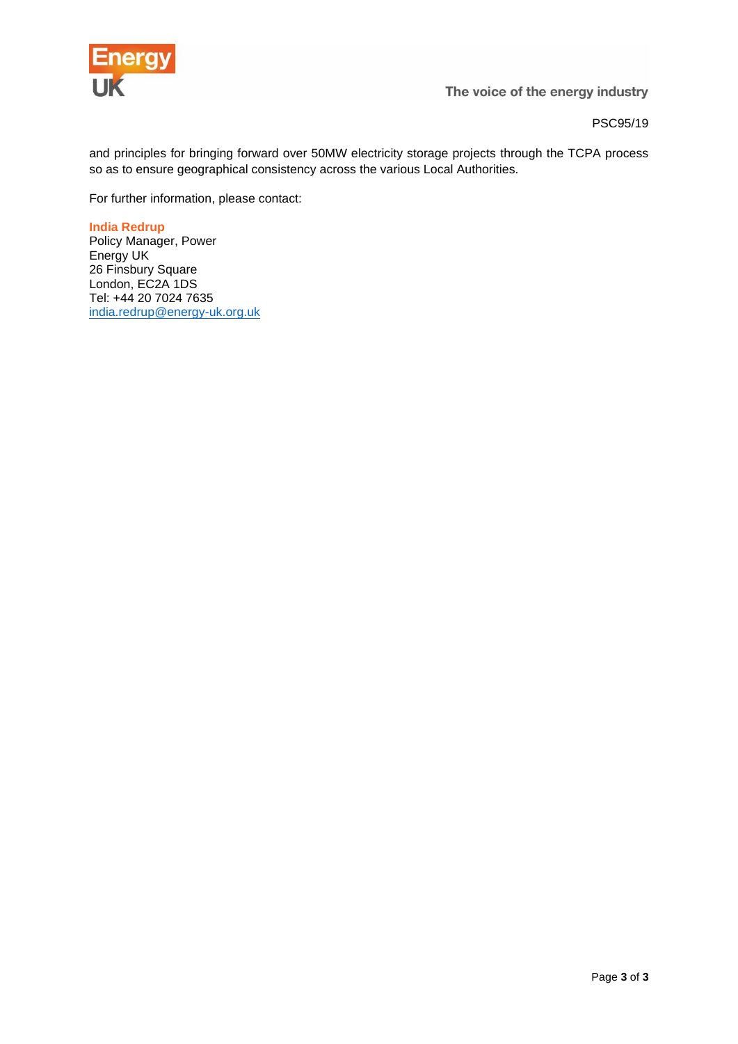PSC95/19

and principles for bringing forward over 50MW electricity storage projects through the TCPA process so as to ensure geographical consistency across the various Local Authorities.

For further information, please contact:

**India Redrup**
Policy Manager, Power
Energy UK
26 Finsbury Square
London, EC2A 1DS
Tel: +44 20 7024 7635
india.redrup@energy-uk.org.uk